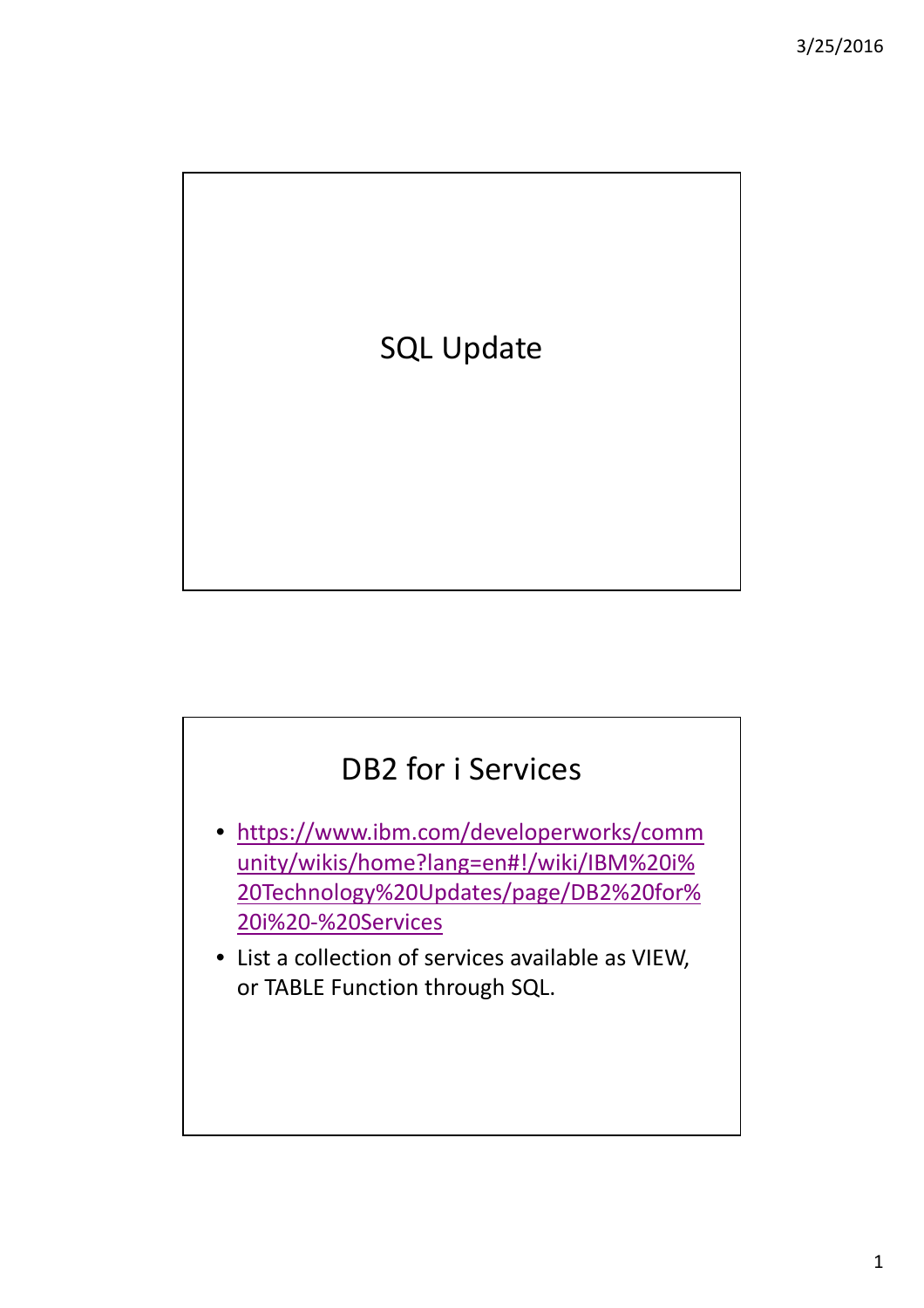# SQL Update

## DB2 for i Services

- https://www.ibm.com/developerworks/community/wikis/home?lang=en#!/wiki/IBM%20i%20Technology%20Updates/page/DB2%20for%20i%20-%20Services
- List a collection of services available as VIEW, or TABLE Function through SQL.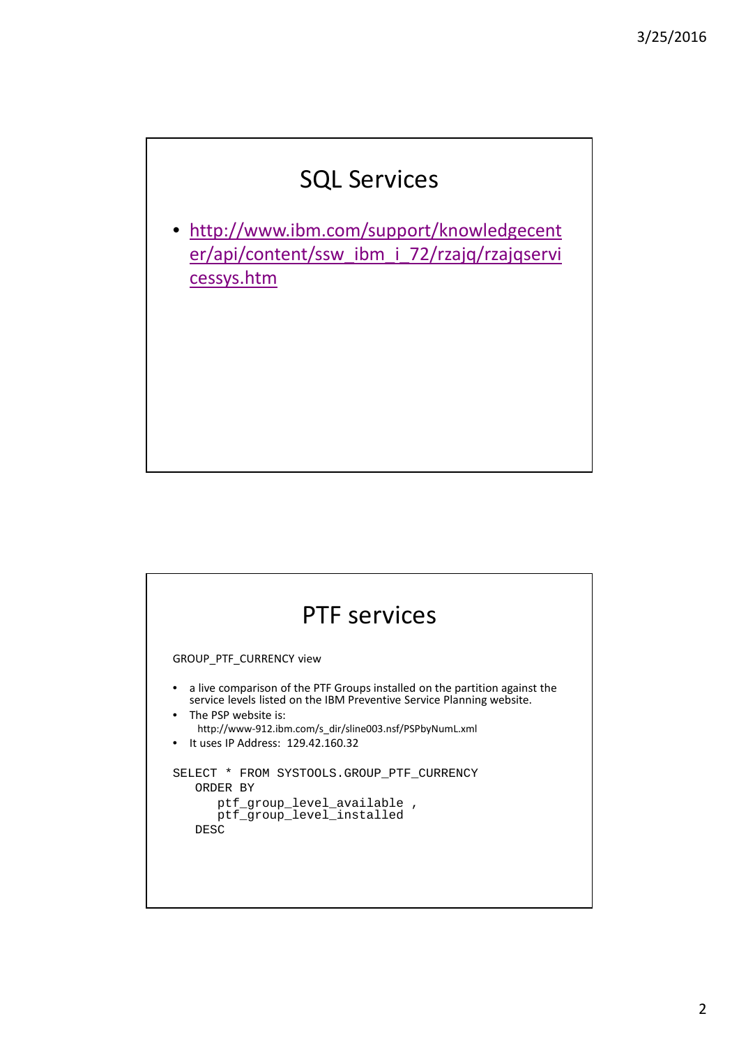## SQL Services

- http://www.ibm.com/support/knowledgecenter/api/content/ssw_ibm_i_72/rzajq/rzajqservicessys.htm

## PTF services

GROUP_PTF_CURRENCY view

- a live comparison of the PTF Groups installed on the partition against the service levels listed on the IBM Preventive Service Planning website.
- The PSP website is:
  - http://www-912.ibm.com/s_dir/sline003.nsf/PSPbyNumL.xml
- It uses IP Address: 129.42.160.32

```
SELECT * FROM SYSTOOLS.GROUP_PTF_CURRENCY
   ORDER BY
      ptf_group_level_available ,
      ptf_group_level_installed
   DESC
```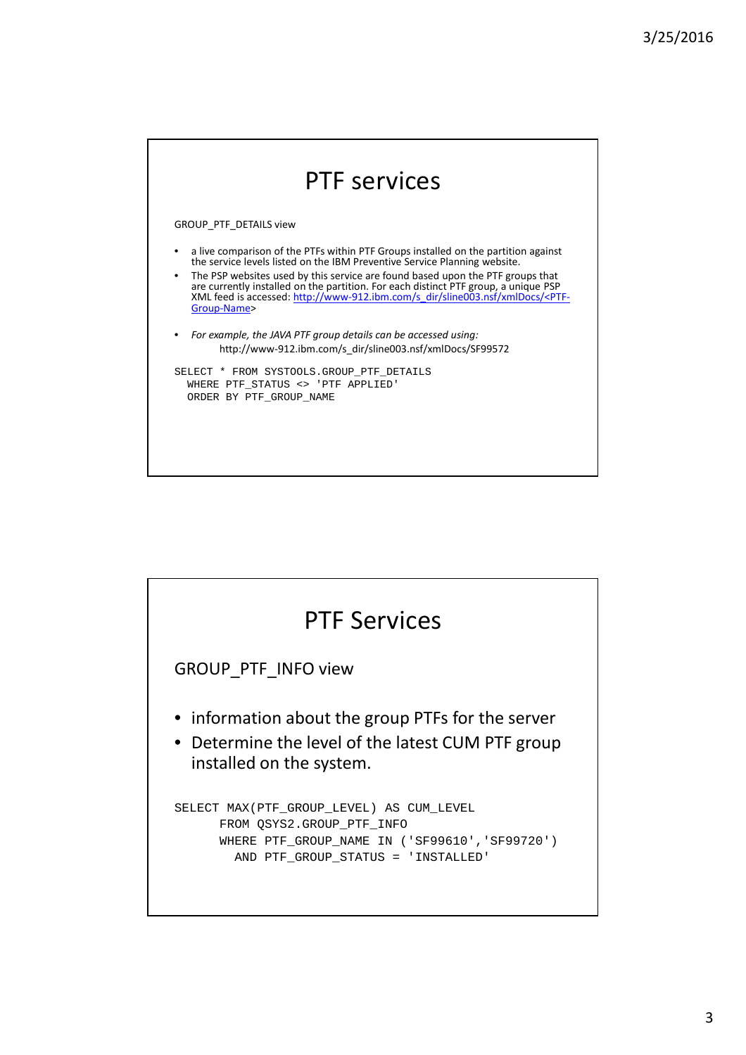# PTF services

GROUP_PTF_DETAILS view

- a live comparison of the PTFs within PTF Groups installed on the partition against the service levels listed on the IBM Preventive Service Planning website.
- The PSP websites used by this service are found based upon the PTF groups that are currently installed on the partition. For each distinct PTF group, a unique PSP XML feed is accessed: http://www-912.ibm.com/s_dir/sline003.nsf/xmlDocs/<PTF-Group-Name>
- *For example, the JAVA PTF group details can be accessed using:*
  http://www-912.ibm.com/s_dir/sline003.nsf/xmlDocs/SF99572

```
SELECT * FROM SYSTOOLS.GROUP_PTF_DETAILS
  WHERE PTF_STATUS <> 'PTF APPLIED'
  ORDER BY PTF_GROUP_NAME
```

# PTF Services

GROUP_PTF_INFO view

- information about the group PTFs for the server
- Determine the level of the latest CUM PTF group installed on the system.

```
SELECT MAX(PTF_GROUP_LEVEL) AS CUM_LEVEL
      FROM QSYS2.GROUP_PTF_INFO
      WHERE PTF_GROUP_NAME IN ('SF99610','SF99720')
        AND PTF_GROUP_STATUS = 'INSTALLED'
```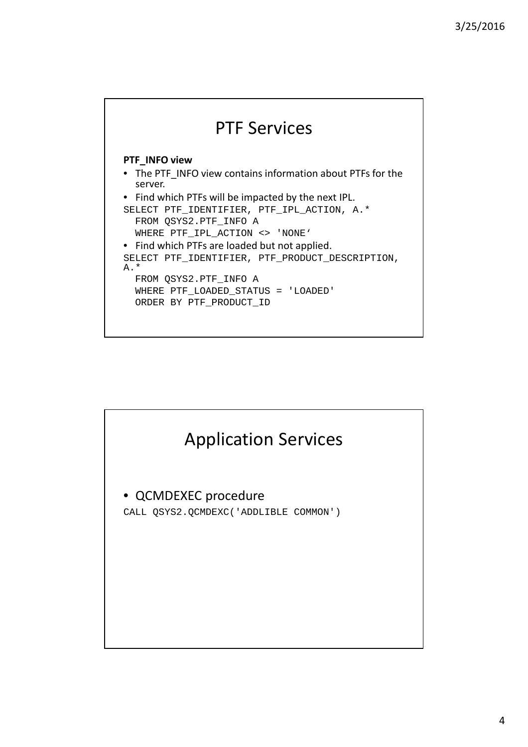## PTF Services

**PTF_INFO view**

- The PTF_INFO view contains information about PTFs for the server.
- Find which PTFs will be impacted by the next IPL.

```
SELECT PTF_IDENTIFIER, PTF_IPL_ACTION, A.*
  FROM QSYS2.PTF_INFO A
  WHERE PTF_IPL_ACTION <> 'NONE‘
```

- Find which PTFs are loaded but not applied.

```
SELECT PTF_IDENTIFIER, PTF_PRODUCT_DESCRIPTION,
A.*
  FROM QSYS2.PTF_INFO A
  WHERE PTF_LOADED_STATUS = 'LOADED'
  ORDER BY PTF_PRODUCT_ID
```

## Application Services

- QCMDEXEC procedure

```
CALL QSYS2.QCMDEXC('ADDLIBLE COMMON')
```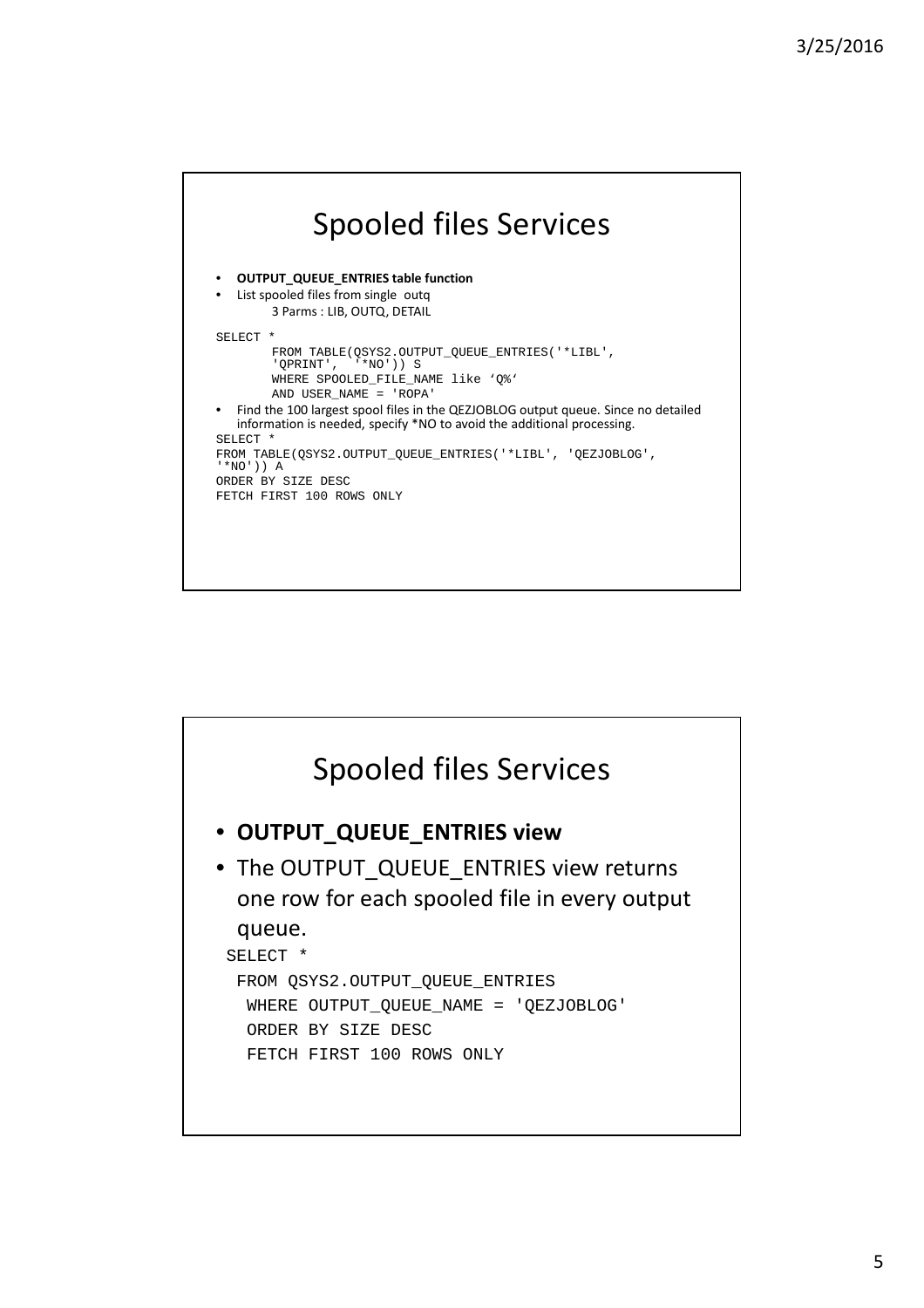# Spooled files Services

- **OUTPUT_QUEUE_ENTRIES table function**
- List spooled files from single outq
  - 3 Parms : LIB, OUTQ, DETAIL

```
SELECT *
       FROM TABLE(QSYS2.OUTPUT_QUEUE_ENTRIES('*LIBL',
       'QPRINT',  '*NO')) S
       WHERE SPOOLED_FILE_NAME like 'Q%'
       AND USER_NAME = 'ROPA'
```

- Find the 100 largest spool files in the QEZJOBLOG output queue. Since no detailed information is needed, specify *NO to avoid the additional processing.

```
SELECT *
FROM TABLE(QSYS2.OUTPUT_QUEUE_ENTRIES('*LIBL', 'QEZJOBLOG',
'*NO')) A
ORDER BY SIZE DESC
FETCH FIRST 100 ROWS ONLY
```

# Spooled files Services

- **OUTPUT_QUEUE_ENTRIES view**
- The OUTPUT_QUEUE_ENTRIES view returns one row for each spooled file in every output queue.

```
SELECT *
 FROM QSYS2.OUTPUT_QUEUE_ENTRIES
  WHERE OUTPUT_QUEUE_NAME = 'QEZJOBLOG'
  ORDER BY SIZE DESC
  FETCH FIRST 100 ROWS ONLY
```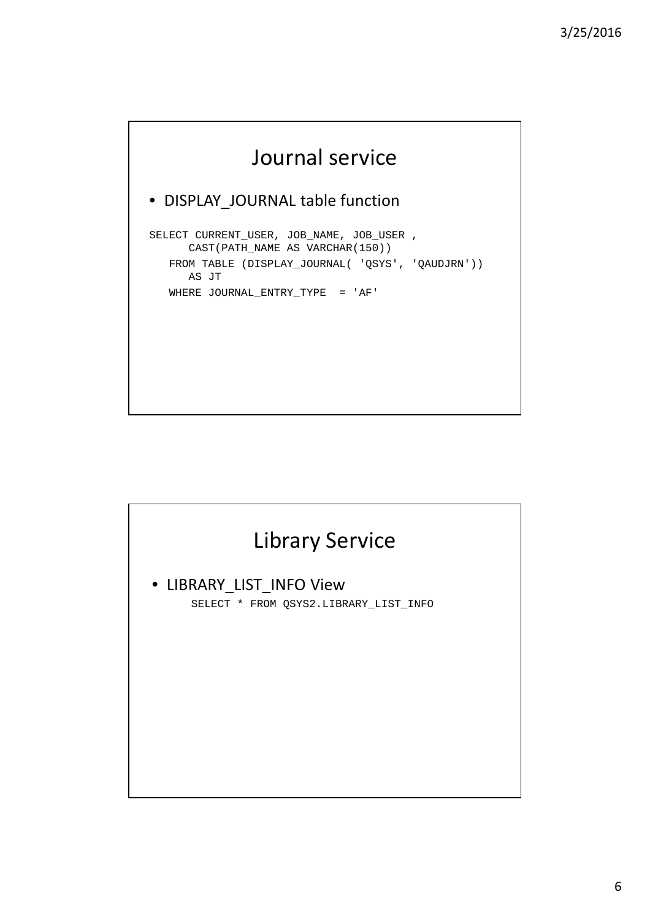# Journal service

- DISPLAY_JOURNAL table function

```
SELECT CURRENT_USER, JOB_NAME, JOB_USER ,
      CAST(PATH_NAME AS VARCHAR(150))
   FROM TABLE (DISPLAY_JOURNAL( 'QSYS', 'QAUDJRN'))
      AS JT
   WHERE JOURNAL_ENTRY_TYPE  = 'AF'
```

# Library Service

- LIBRARY_LIST_INFO View

```
SELECT * FROM QSYS2.LIBRARY_LIST_INFO
```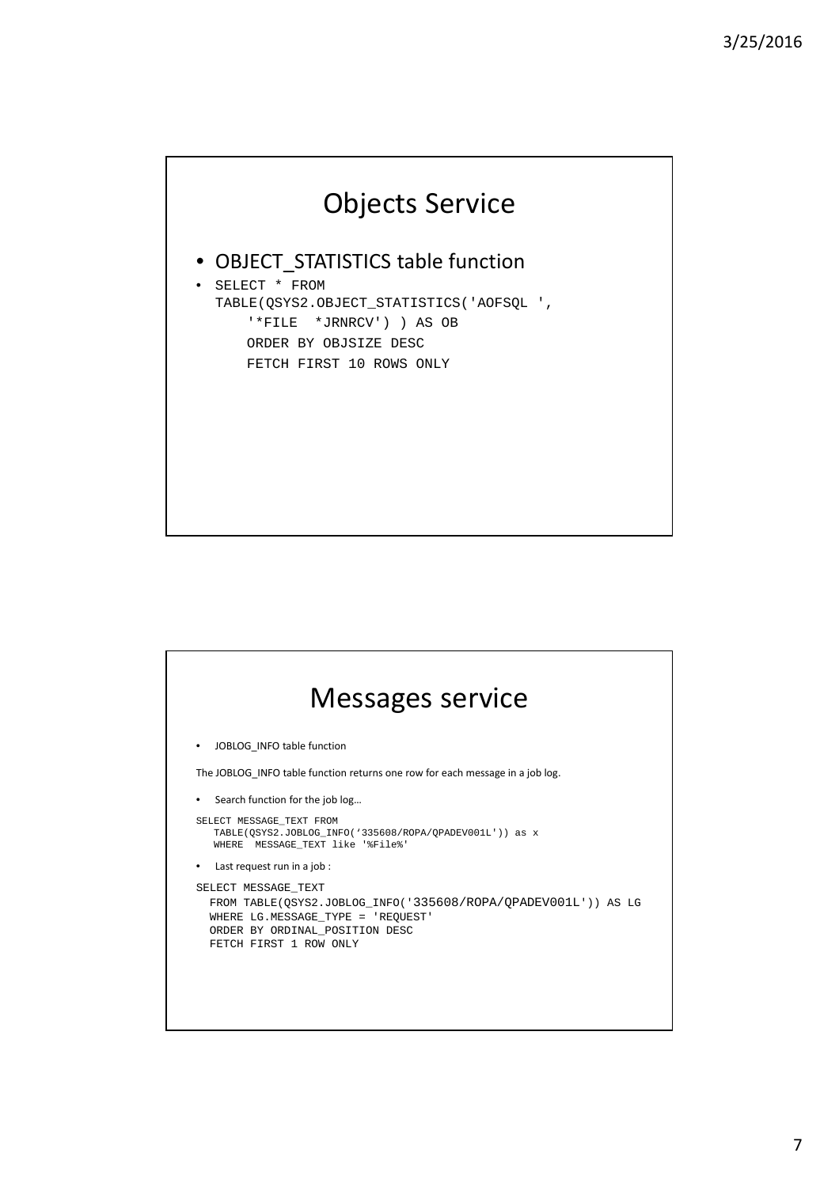## Objects Service

- OBJECT_STATISTICS table function
- SELECT * FROM

```
SELECT * FROM
TABLE(QSYS2.OBJECT_STATISTICS('AOFSQL ',
    '*FILE  *JRNRCV') ) AS OB
    ORDER BY OBJSIZE DESC
    FETCH FIRST 10 ROWS ONLY
```

## Messages service

- JOBLOG_INFO table function

The JOBLOG_INFO table function returns one row for each message in a job log.

- Search function for the job log…

```
SELECT MESSAGE_TEXT FROM
   TABLE(QSYS2.JOBLOG_INFO(‘335608/ROPA/QPADEV001L')) as x
   WHERE  MESSAGE_TEXT like '%File%'
```

- Last request run in a job :

```
SELECT MESSAGE_TEXT
  FROM TABLE(QSYS2.JOBLOG_INFO('335608/ROPA/QPADEV001L')) AS LG
  WHERE LG.MESSAGE_TYPE = 'REQUEST'
  ORDER BY ORDINAL_POSITION DESC
  FETCH FIRST 1 ROW ONLY
```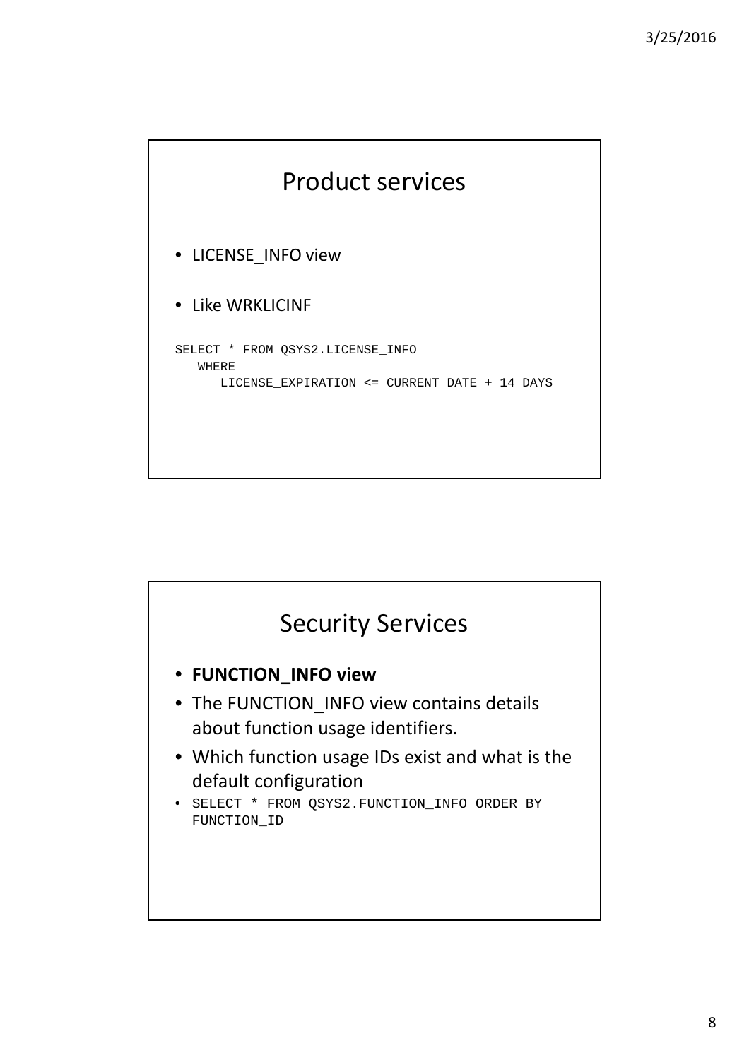## Product services

- LICENSE_INFO view
- Like WRKLICINF

```
SELECT * FROM QSYS2.LICENSE_INFO
   WHERE
      LICENSE_EXPIRATION <= CURRENT DATE + 14 DAYS
```

## Security Services

- **FUNCTION_INFO view**
- The FUNCTION_INFO view contains details about function usage identifiers.
- Which function usage IDs exist and what is the default configuration
- `SELECT * FROM QSYS2.FUNCTION_INFO ORDER BY FUNCTION_ID`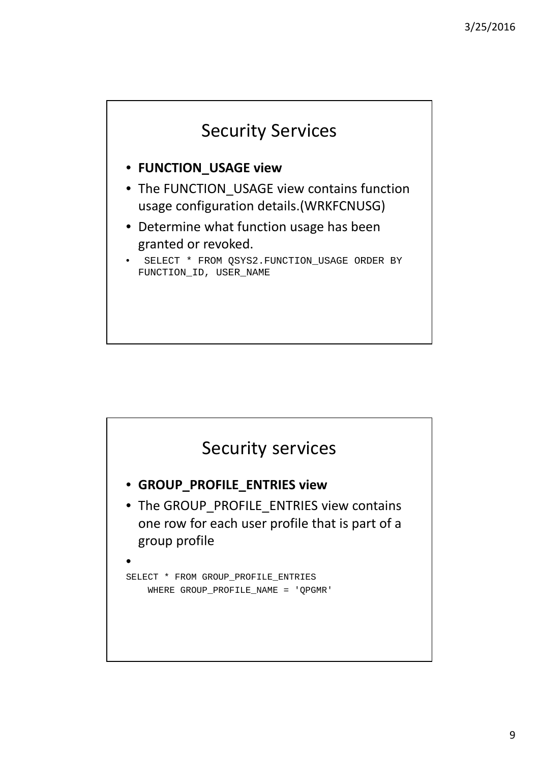## Security Services

- **FUNCTION_USAGE view**
- The FUNCTION_USAGE view contains function usage configuration details.(WRKFCNUSG)
- Determine what function usage has been granted or revoked.
- ```
  SELECT * FROM QSYS2.FUNCTION_USAGE ORDER BY
  FUNCTION_ID, USER_NAME
  ```

## Security services

- **GROUP_PROFILE_ENTRIES view**
- The GROUP_PROFILE_ENTRIES view contains one row for each user profile that is part of a group profile
- 

```
SELECT * FROM GROUP_PROFILE_ENTRIES
    WHERE GROUP_PROFILE_NAME = 'QPGMR'
```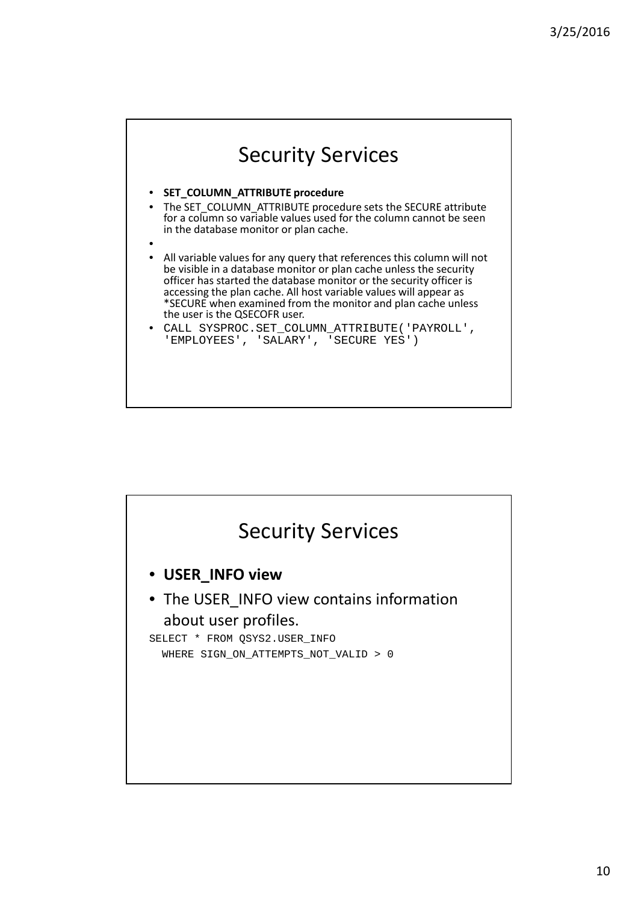# Security Services

- **SET_COLUMN_ATTRIBUTE procedure**
- The SET_COLUMN_ATTRIBUTE procedure sets the SECURE attribute for a column so variable values used for the column cannot be seen in the database monitor or plan cache.
- 
- All variable values for any query that references this column will not be visible in a database monitor or plan cache unless the security officer has started the database monitor or the security officer is accessing the plan cache. All host variable values will appear as *SECURE when examined from the monitor and plan cache unless the user is the QSECOFR user.
- `CALL SYSPROC.SET_COLUMN_ATTRIBUTE('PAYROLL', 'EMPLOYEES', 'SALARY', 'SECURE YES')`

# Security Services

- **USER_INFO view**
- The USER_INFO view contains information about user profiles.

```
SELECT * FROM QSYS2.USER_INFO
  WHERE SIGN_ON_ATTEMPTS_NOT_VALID > 0
```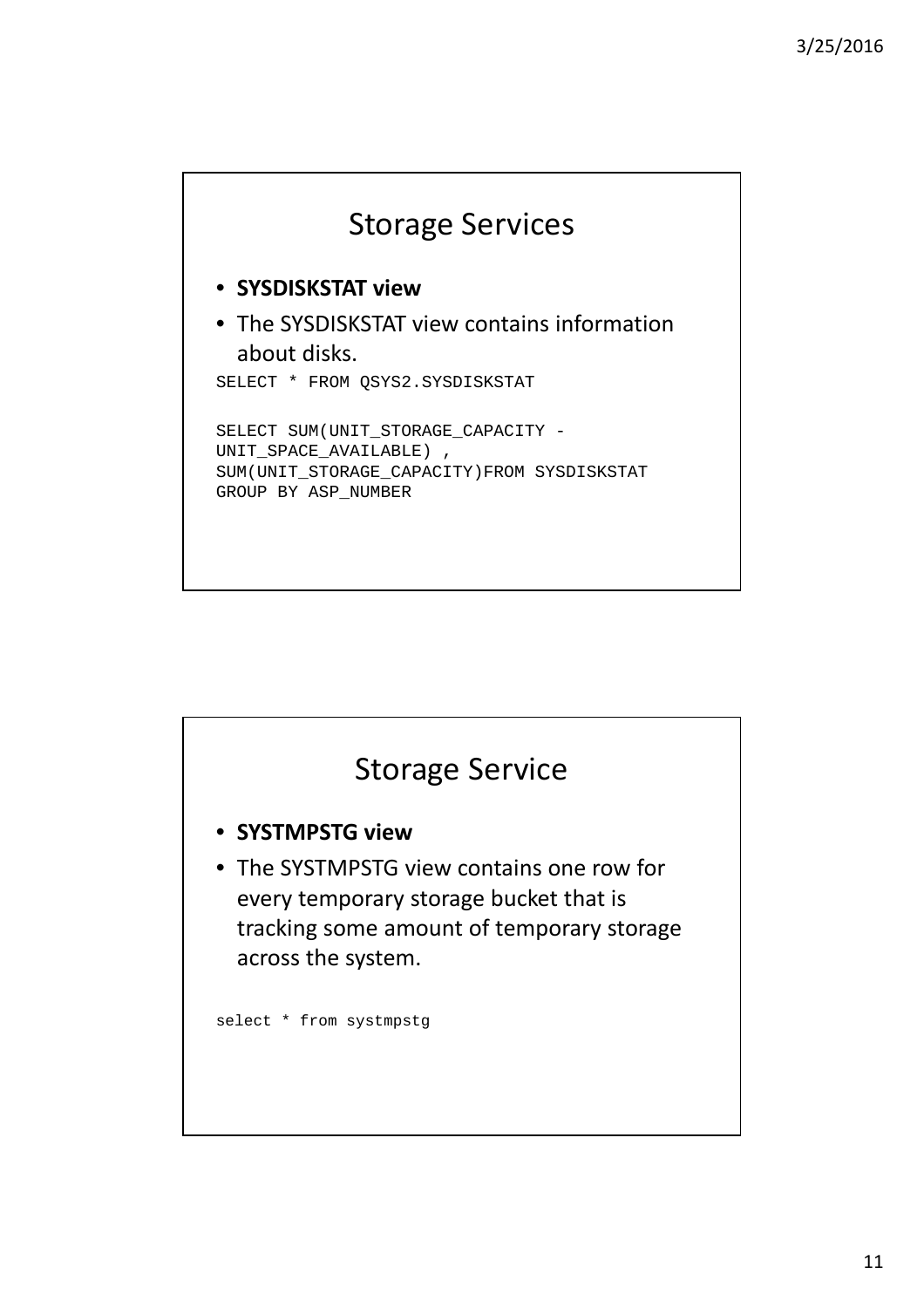## Storage Services

- **SYSDISKSTAT view**
- The SYSDISKSTAT view contains information about disks.

```
SELECT * FROM QSYS2.SYSDISKSTAT

SELECT SUM(UNIT_STORAGE_CAPACITY -
UNIT_SPACE_AVAILABLE) ,
SUM(UNIT_STORAGE_CAPACITY)FROM SYSDISKSTAT
GROUP BY ASP_NUMBER
```

## Storage Service

- **SYSTMPSTG view**
- The SYSTMPSTG view contains one row for every temporary storage bucket that is tracking some amount of temporary storage across the system.

```
select * from systmpstg
```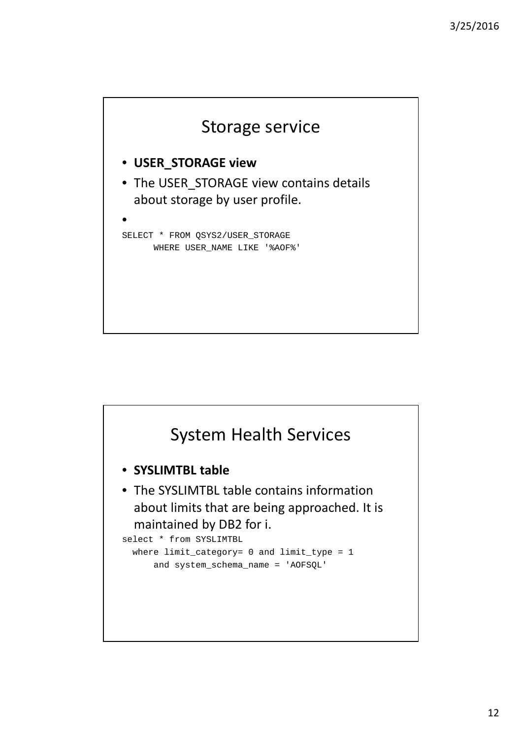## Storage service

- **USER_STORAGE view**
- The USER_STORAGE view contains details about storage by user profile.
- 

```
SELECT * FROM QSYS2/USER_STORAGE
      WHERE USER_NAME LIKE '%AOF%'
```

## System Health Services

- **SYSLIMTBL table**
- The SYSLIMTBL table contains information about limits that are being approached. It is maintained by DB2 for i.

```
select * from SYSLIMTBL
  where limit_category= 0 and limit_type = 1
      and system_schema_name = 'AOFSQL'
```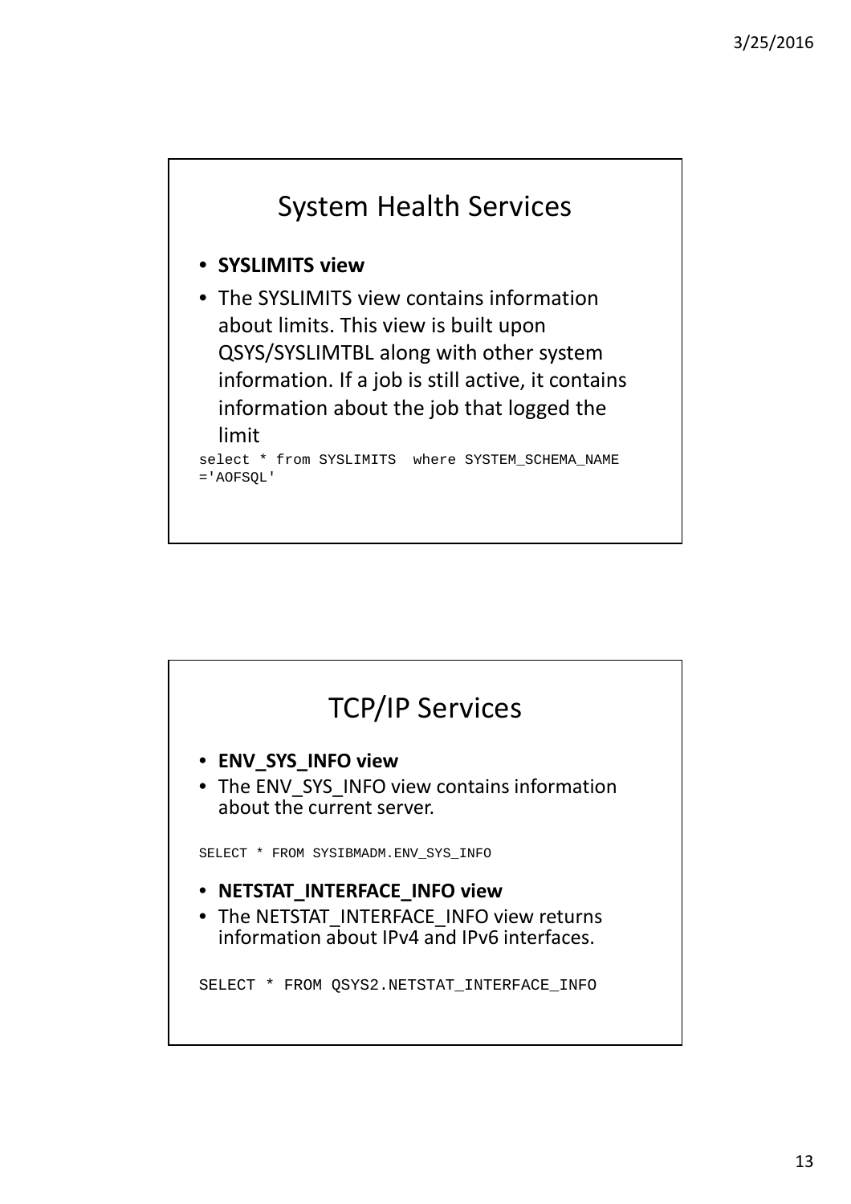## System Health Services

- **SYSLIMITS view**
- The SYSLIMITS view contains information about limits. This view is built upon QSYS/SYSLIMTBL along with other system information. If a job is still active, it contains information about the job that logged the limit

```
select * from SYSLIMITS  where SYSTEM_SCHEMA_NAME
='AOFSQL'
```

## TCP/IP Services

- **ENV_SYS_INFO view**
- The ENV_SYS_INFO view contains information about the current server.

```
SELECT * FROM SYSIBMADM.ENV_SYS_INFO
```

- **NETSTAT_INTERFACE_INFO view**
- The NETSTAT_INTERFACE_INFO view returns information about IPv4 and IPv6 interfaces.

```
SELECT * FROM QSYS2.NETSTAT_INTERFACE_INFO
```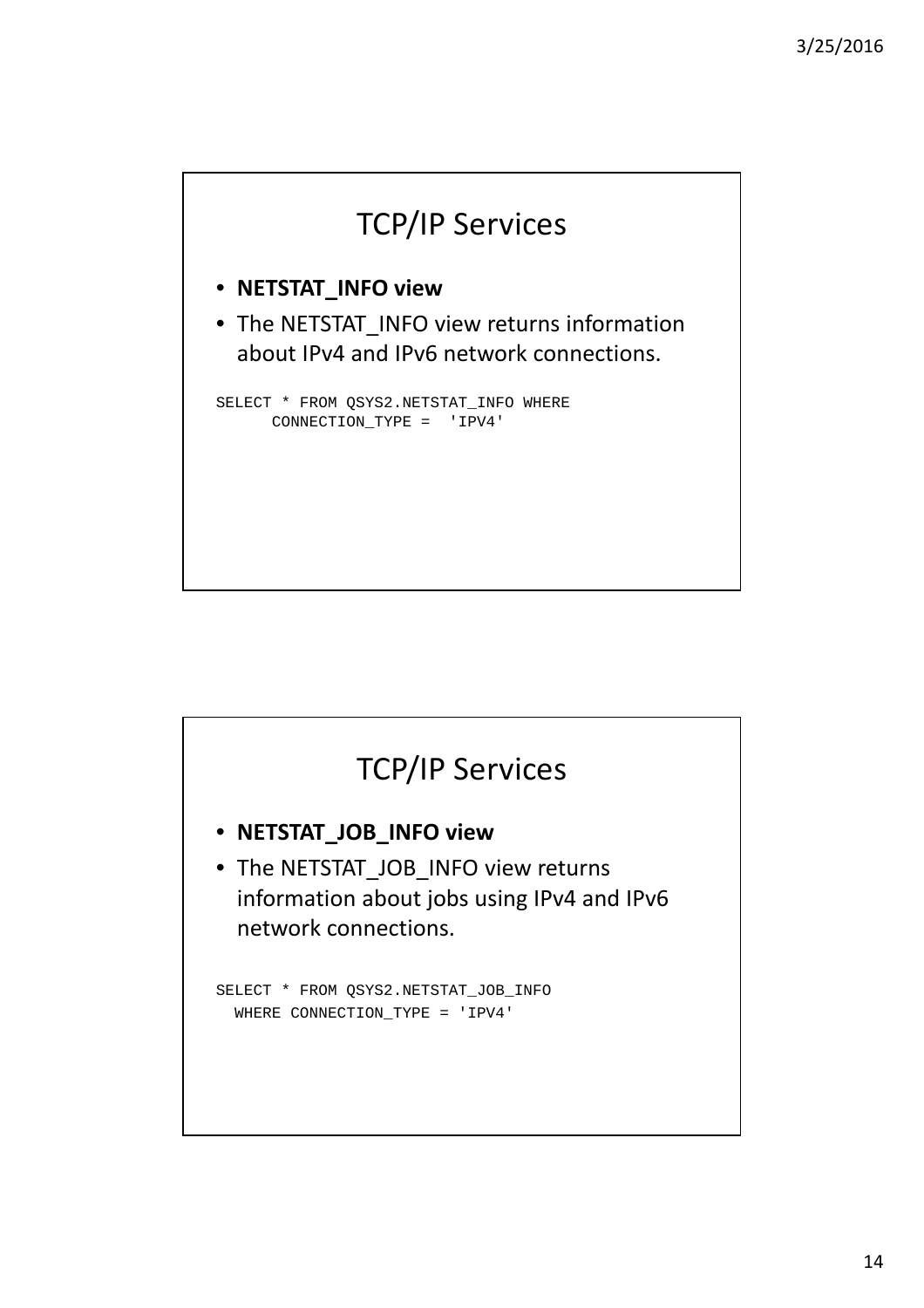## TCP/IP Services

- **NETSTAT_INFO view**
- The NETSTAT_INFO view returns information about IPv4 and IPv6 network connections.

```
SELECT * FROM QSYS2.NETSTAT_INFO WHERE
      CONNECTION_TYPE =  'IPV4'
```

## TCP/IP Services

- **NETSTAT_JOB_INFO view**
- The NETSTAT_JOB_INFO view returns information about jobs using IPv4 and IPv6 network connections.

```
SELECT * FROM QSYS2.NETSTAT_JOB_INFO
  WHERE CONNECTION_TYPE = 'IPV4'
```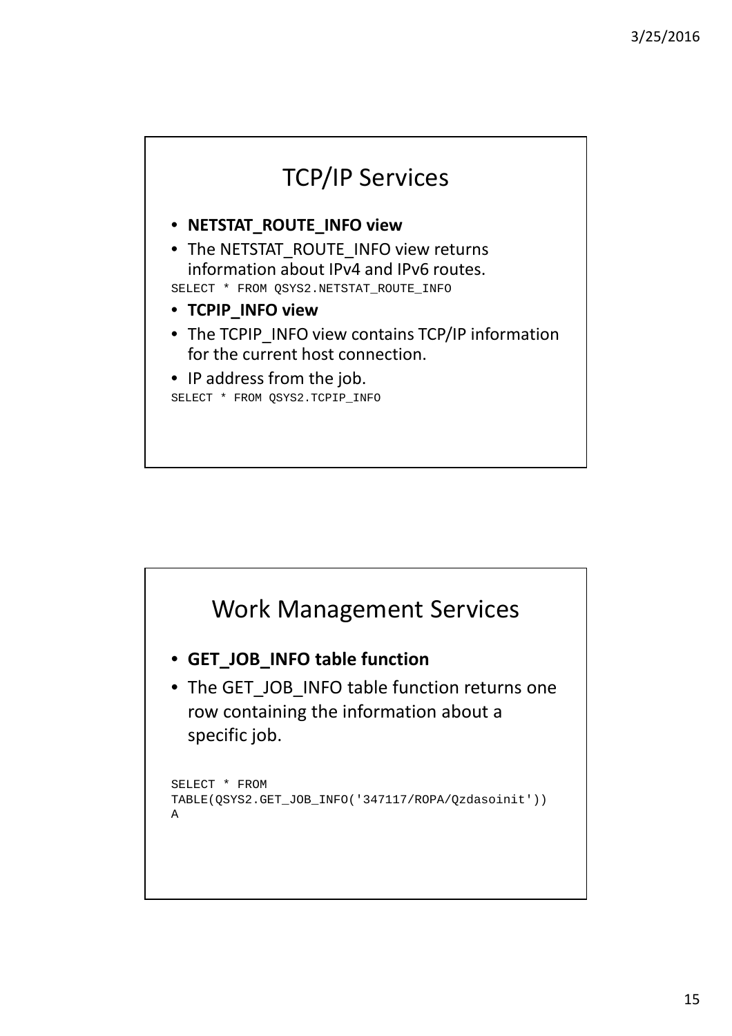## TCP/IP Services

- **NETSTAT_ROUTE_INFO view**
- The NETSTAT_ROUTE_INFO view returns information about IPv4 and IPv6 routes.

```
SELECT * FROM QSYS2.NETSTAT_ROUTE_INFO
```

- **TCPIP_INFO view**
- The TCPIP_INFO view contains TCP/IP information for the current host connection.
- IP address from the job.

```
SELECT * FROM QSYS2.TCPIP_INFO
```

## Work Management Services

- **GET_JOB_INFO table function**
- The GET_JOB_INFO table function returns one row containing the information about a specific job.

```
SELECT * FROM
TABLE(QSYS2.GET_JOB_INFO('347117/ROPA/Qzdasoinit'))
A
```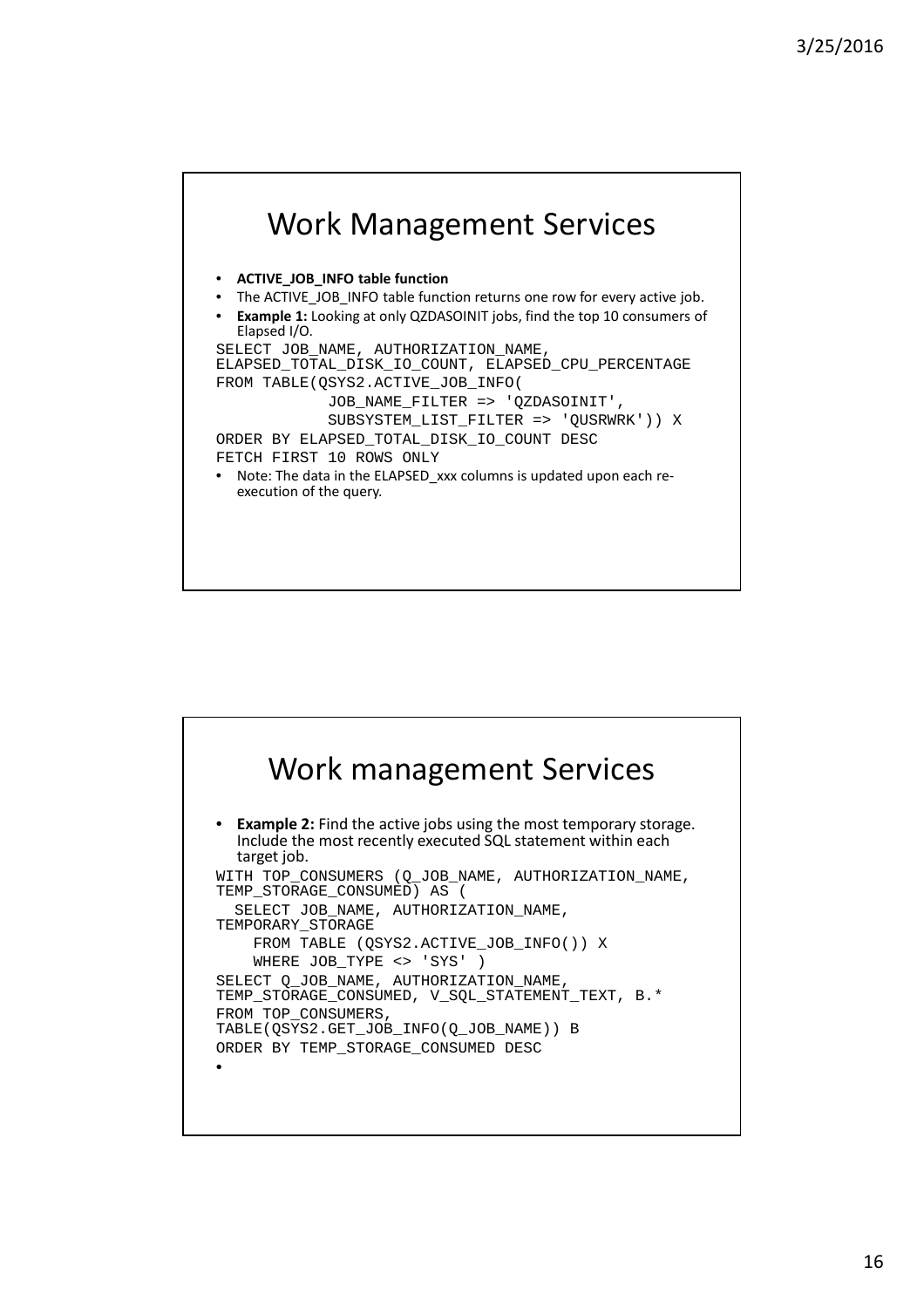# Work Management Services

- **ACTIVE_JOB_INFO table function**
- The ACTIVE_JOB_INFO table function returns one row for every active job.
- **Example 1:** Looking at only QZDASOINIT jobs, find the top 10 consumers of Elapsed I/O.

```
SELECT JOB_NAME, AUTHORIZATION_NAME,
ELAPSED_TOTAL_DISK_IO_COUNT, ELAPSED_CPU_PERCENTAGE
FROM TABLE(QSYS2.ACTIVE_JOB_INFO(
            JOB_NAME_FILTER => 'QZDASOINIT',
            SUBSYSTEM_LIST_FILTER => 'QUSRWRK')) X
ORDER BY ELAPSED_TOTAL_DISK_IO_COUNT DESC
FETCH FIRST 10 ROWS ONLY
```

- Note: The data in the ELAPSED_xxx columns is updated upon each re-execution of the query.

# Work management Services

- **Example 2:** Find the active jobs using the most temporary storage. Include the most recently executed SQL statement within each target job.

```
WITH TOP_CONSUMERS (Q_JOB_NAME, AUTHORIZATION_NAME,
TEMP_STORAGE_CONSUMED) AS (
  SELECT JOB_NAME, AUTHORIZATION_NAME,
TEMPORARY_STORAGE
    FROM TABLE (QSYS2.ACTIVE_JOB_INFO()) X
    WHERE JOB_TYPE <> 'SYS' )
SELECT Q_JOB_NAME, AUTHORIZATION_NAME,
TEMP_STORAGE_CONSUMED, V_SQL_STATEMENT_TEXT, B.*
FROM TOP_CONSUMERS,
TABLE(QSYS2.GET_JOB_INFO(Q_JOB_NAME)) B
ORDER BY TEMP_STORAGE_CONSUMED DESC
```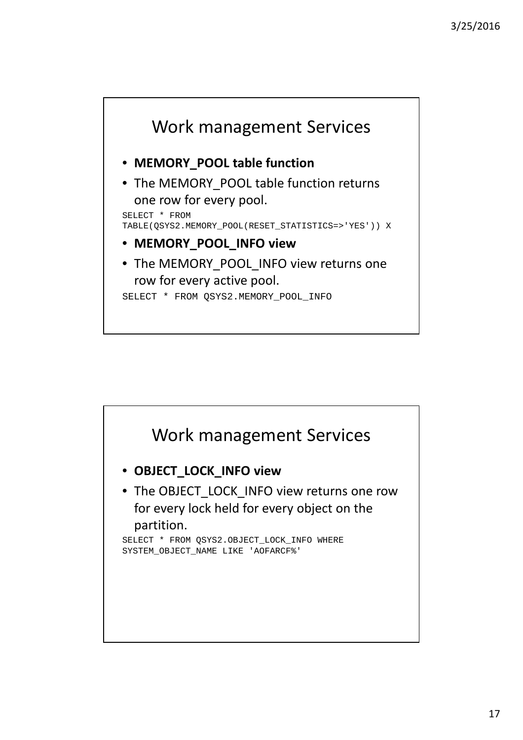## Work management Services

- **MEMORY_POOL table function**
- The MEMORY_POOL table function returns one row for every pool.

```
SELECT * FROM
TABLE(QSYS2.MEMORY_POOL(RESET_STATISTICS=>'YES')) X
```

- **MEMORY_POOL_INFO view**
- The MEMORY_POOL_INFO view returns one row for every active pool.

```
SELECT * FROM QSYS2.MEMORY_POOL_INFO
```

## Work management Services

- **OBJECT_LOCK_INFO view**
- The OBJECT_LOCK_INFO view returns one row for every lock held for every object on the partition.

```
SELECT * FROM QSYS2.OBJECT_LOCK_INFO WHERE
SYSTEM_OBJECT_NAME LIKE 'AOFARCF%'
```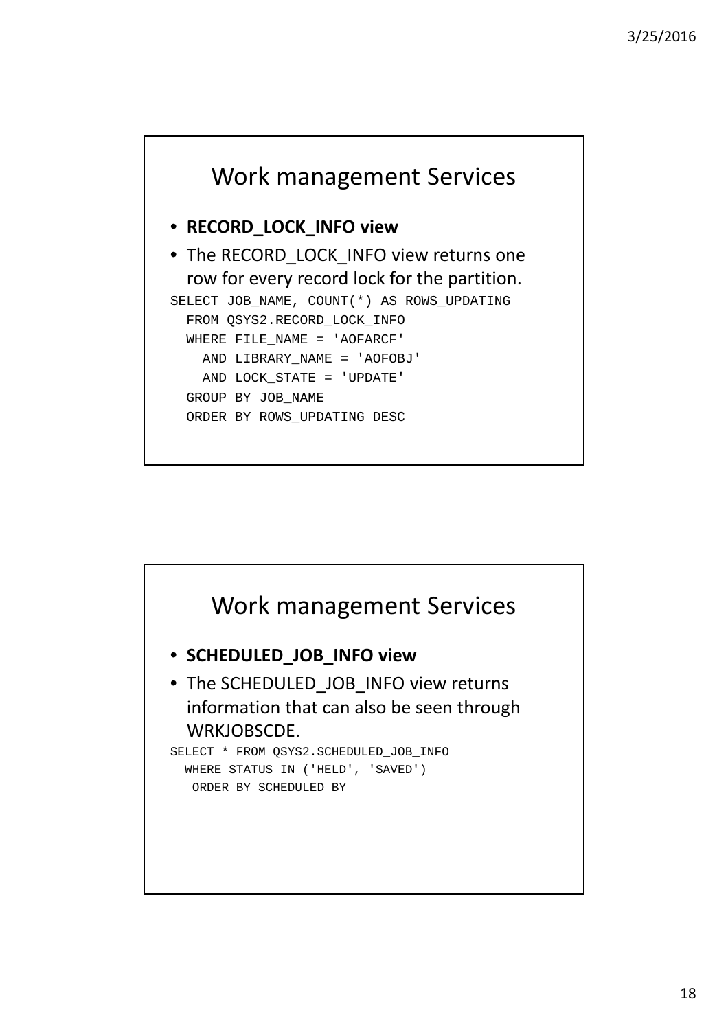## Work management Services

- **RECORD_LOCK_INFO view**
- The RECORD_LOCK_INFO view returns one row for every record lock for the partition.

```
SELECT JOB_NAME, COUNT(*) AS ROWS_UPDATING
  FROM QSYS2.RECORD_LOCK_INFO
  WHERE FILE_NAME = 'AOFARCF'
    AND LIBRARY_NAME = 'AOFOBJ'
    AND LOCK_STATE = 'UPDATE'
  GROUP BY JOB_NAME
  ORDER BY ROWS_UPDATING DESC
```

## Work management Services

- **SCHEDULED_JOB_INFO view**
- The SCHEDULED_JOB_INFO view returns information that can also be seen through WRKJOBSCDE.

```
SELECT * FROM QSYS2.SCHEDULED_JOB_INFO
  WHERE STATUS IN ('HELD', 'SAVED')
   ORDER BY SCHEDULED_BY
```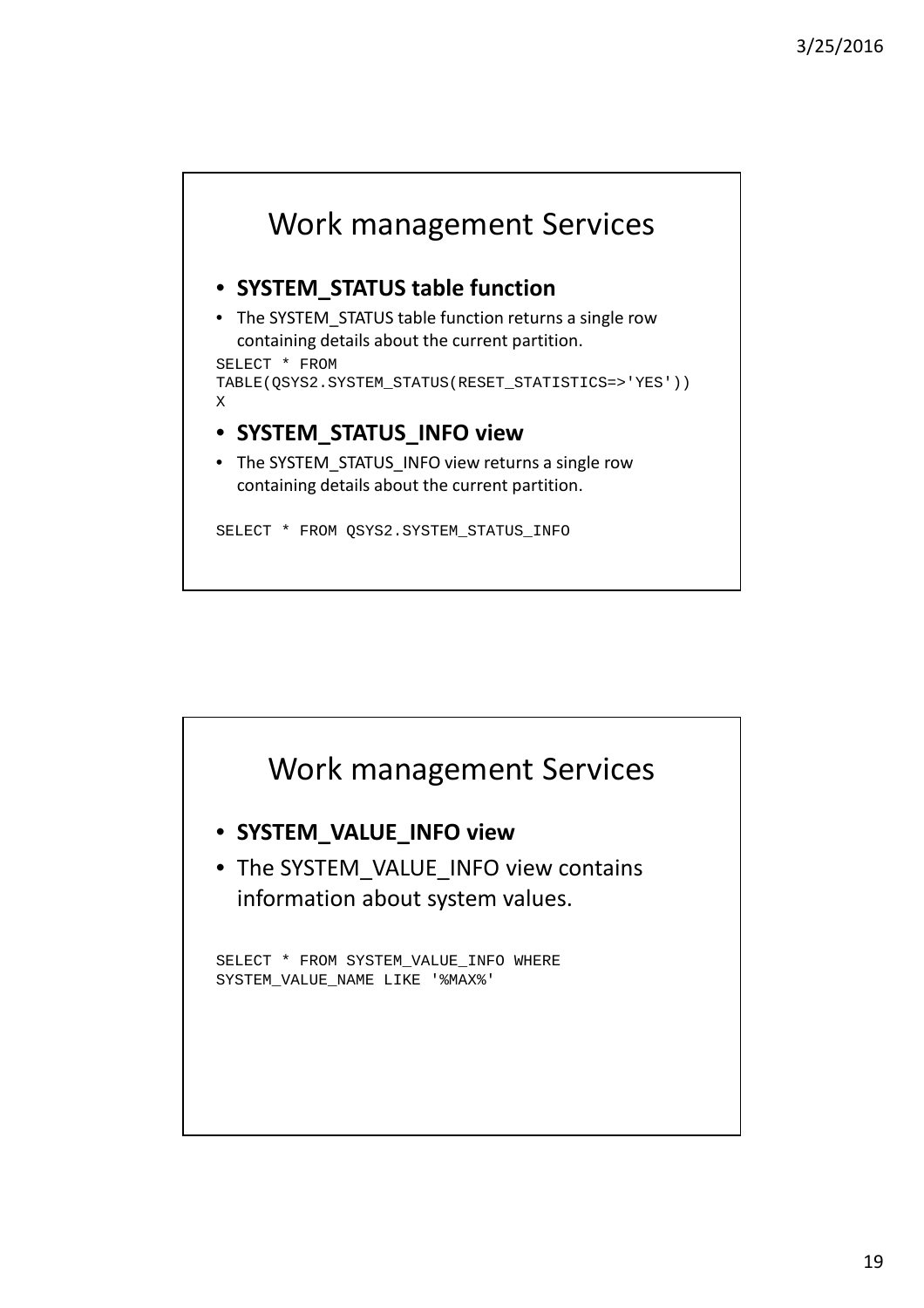## Work management Services

- **SYSTEM_STATUS table function**
- The SYSTEM_STATUS table function returns a single row containing details about the current partition.

```
SELECT * FROM
TABLE(QSYS2.SYSTEM_STATUS(RESET_STATISTICS=>'YES'))
X
```

- **SYSTEM_STATUS_INFO view**
- The SYSTEM_STATUS_INFO view returns a single row containing details about the current partition.

```
SELECT * FROM QSYS2.SYSTEM_STATUS_INFO
```

## Work management Services

- **SYSTEM_VALUE_INFO view**
- The SYSTEM_VALUE_INFO view contains information about system values.

```
SELECT * FROM SYSTEM_VALUE_INFO WHERE
SYSTEM_VALUE_NAME LIKE '%MAX%'
```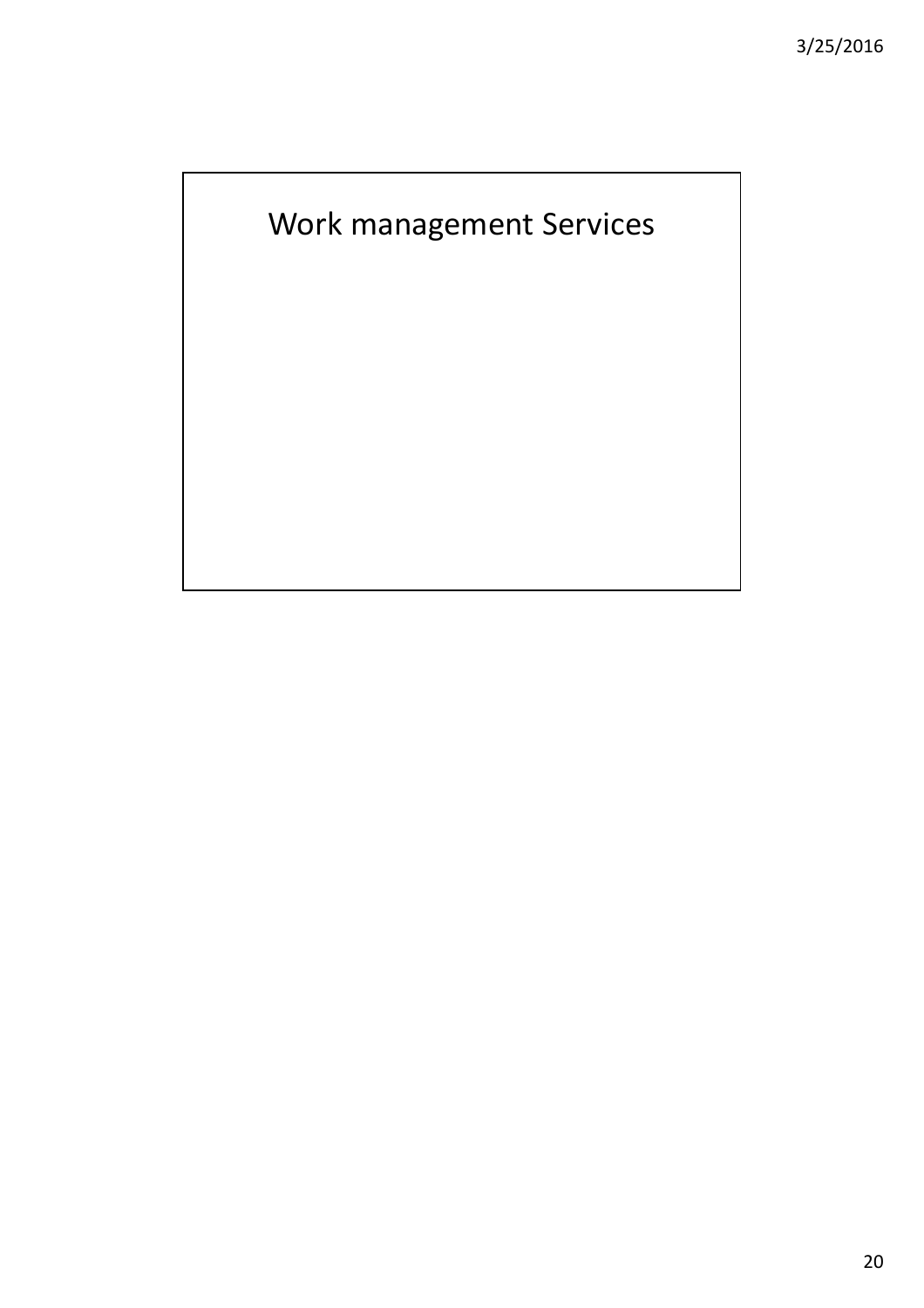# Work management Services